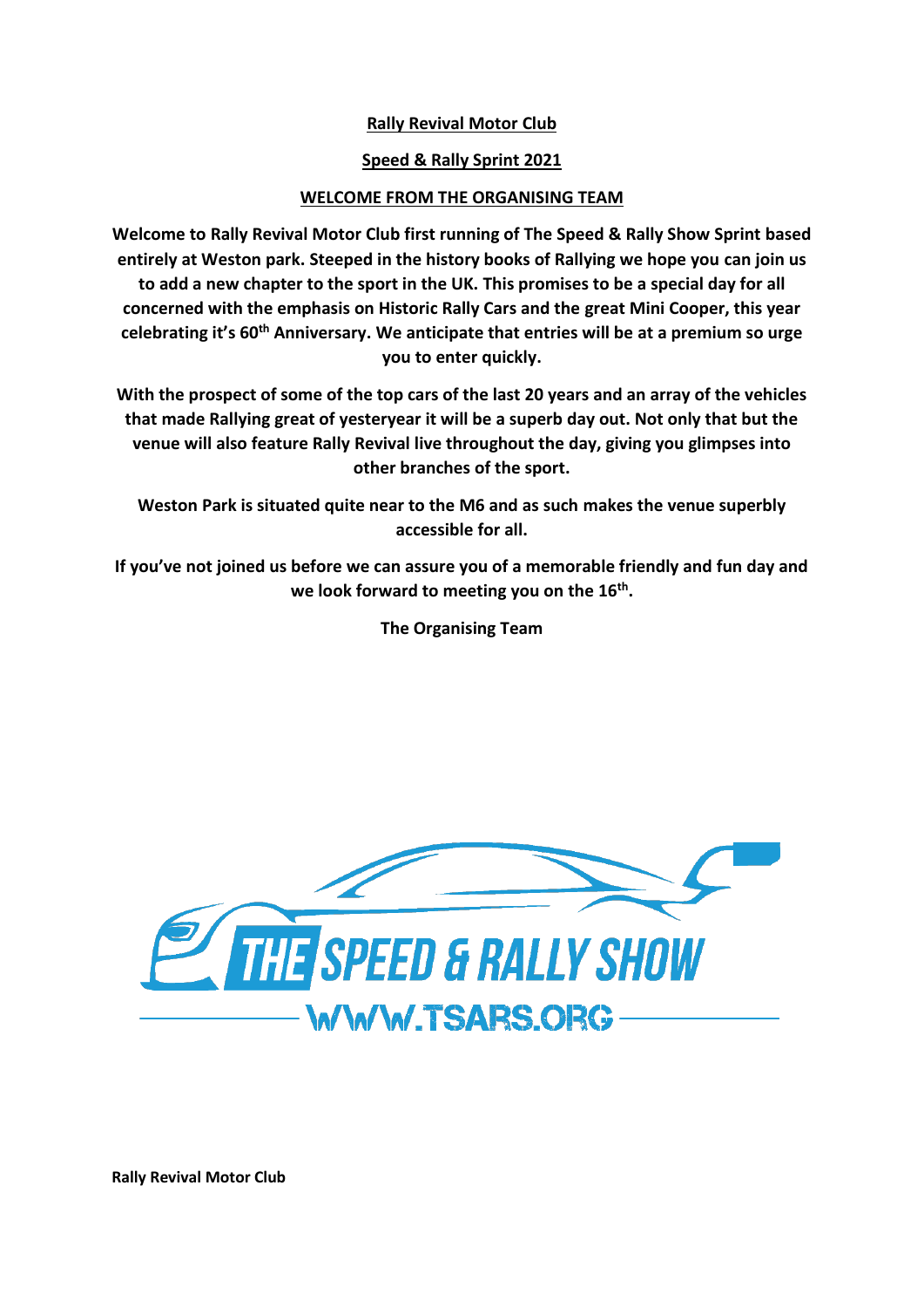**Rally Revival Motor Club**

**Speed & Rally Sprint 2021**

**WELCOME FROM THE ORGANISING TEAM**

**Welcome to Rally Revival Motor Club first running of The Speed & Rally Show Sprint based entirely at Weston park. Steeped in the history books of Rallying we hope you can join us to add a new chapter to the sport in the UK. This promises to be a special day for all concerned with the emphasis on Historic Rally Cars and the great Mini Cooper, this year celebrating it's 60th Anniversary. We anticipate that entries will be at a premium so urge you to enter quickly.**

**With the prospect of some of the top cars of the last 20 years and an array of the vehicles that made Rallying great of yesteryear it will be a superb day out. Not only that but the venue will also feature Rally Revival live throughout the day, giving you glimpses into other branches of the sport.**

**Weston Park is situated quite near to the M6 and as such makes the venue superbly accessible for all.**

**If you've not joined us before we can assure you of a memorable friendly and fun day and we look forward to meeting you on the 16th.**

**The Organising Team**

THE SPEED & RALLY SHOW

WWW.TSARS.ORG

**Rally Revival Motor Club**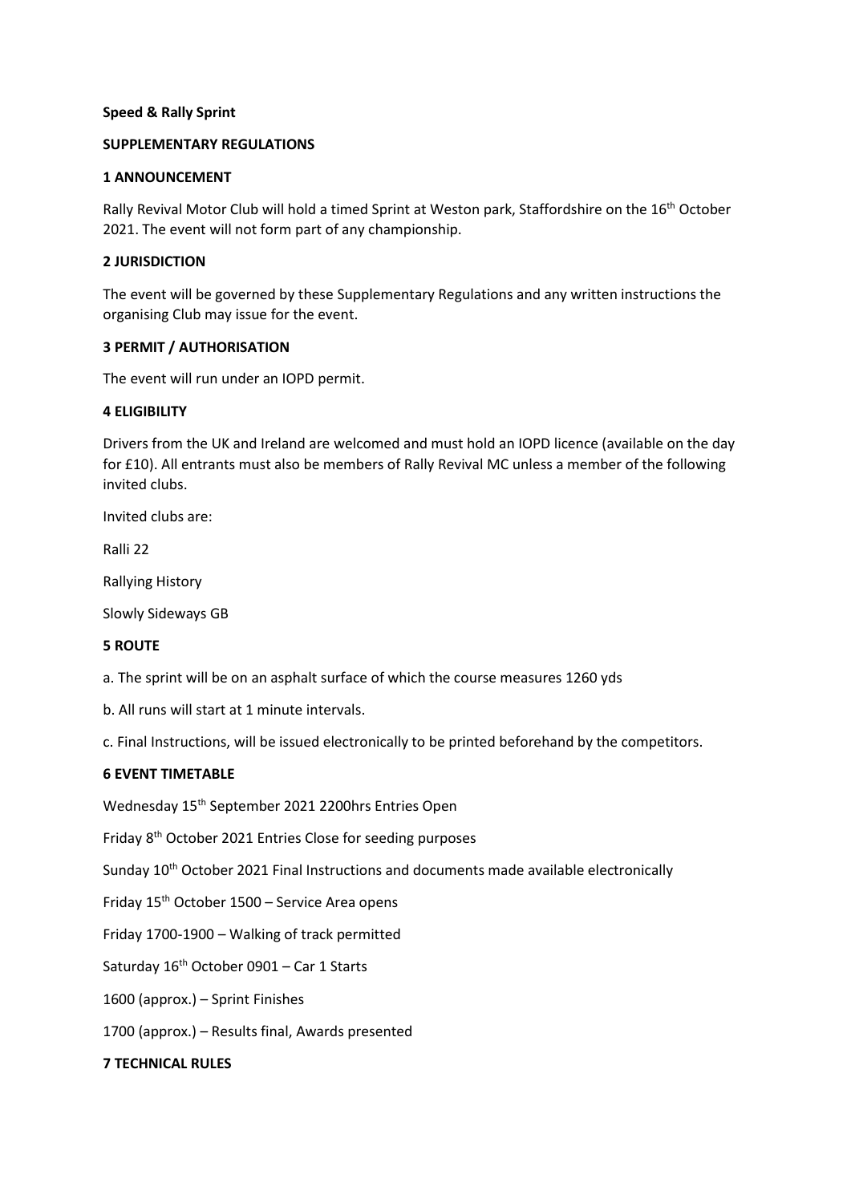**Speed & Rally Sprint**

**SUPPLEMENTARY REGULATIONS**

**1 ANNOUNCEMENT**

Rally Revival Motor Club will hold a timed Sprint at Weston park, Staffordshire on the 16th October 2021. The event will not form part of any championship.

**2 JURISDICTION**

The event will be governed by these Supplementary Regulations and any written instructions the organising Club may issue for the event.

**3 PERMIT / AUTHORISATION**

The event will run under an IOPD permit.

**4 ELIGIBILITY**

Drivers from the UK and Ireland are welcomed and must hold an IOPD licence (available on the day for £10). All entrants must also be members of Rally Revival MC unless a member of the following invited clubs.

Invited clubs are:

Ralli 22

Rallying History

Slowly Sideways GB

**5 ROUTE**

a. The sprint will be on an asphalt surface of which the course measures 1260 yds

b. All runs will start at 1 minute intervals.

c. Final Instructions, will be issued electronically to be printed beforehand by the competitors.

**6 EVENT TIMETABLE**

Wednesday 15th September 2021 2200hrs Entries Open

Friday 8th October 2021 Entries Close for seeding purposes

Sunday 10th October 2021 Final Instructions and documents made available electronically

Friday 15th October 1500 – Service Area opens

Friday 1700-1900 – Walking of track permitted

Saturday 16th October 0901 – Car 1 Starts

1600 (approx.) – Sprint Finishes

1700 (approx.) – Results final, Awards presented

**7 TECHNICAL RULES**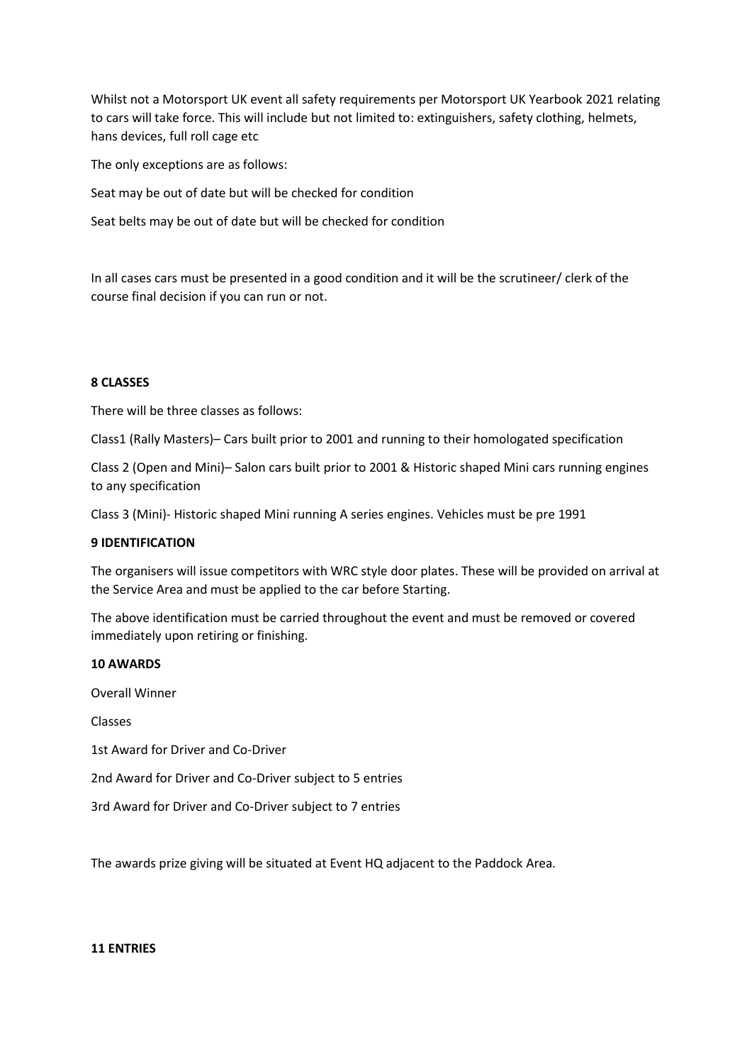Whilst not a Motorsport UK event all safety requirements per Motorsport UK Yearbook 2021 relating to cars will take force. This will include but not limited to: extinguishers, safety clothing, helmets, hans devices, full roll cage etc

The only exceptions are as follows:

Seat may be out of date but will be checked for condition

Seat belts may be out of date but will be checked for condition

In all cases cars must be presented in a good condition and it will be the scrutineer/ clerk of the course final decision if you can run or not.

**8 CLASSES**

There will be three classes as follows:

Class1 (Rally Masters)– Cars built prior to 2001 and running to their homologated specification

Class 2 (Open and Mini)– Salon cars built prior to 2001 & Historic shaped Mini cars running engines to any specification

Class 3 (Mini)- Historic shaped Mini running A series engines. Vehicles must be pre 1991

**9 IDENTIFICATION**

The organisers will issue competitors with WRC style door plates. These will be provided on arrival at the Service Area and must be applied to the car before Starting.

The above identification must be carried throughout the event and must be removed or covered immediately upon retiring or finishing.

**10 AWARDS**

Overall Winner

Classes

1st Award for Driver and Co-Driver

2nd Award for Driver and Co-Driver subject to 5 entries

3rd Award for Driver and Co-Driver subject to 7 entries

The awards prize giving will be situated at Event HQ adjacent to the Paddock Area.

**11 ENTRIES**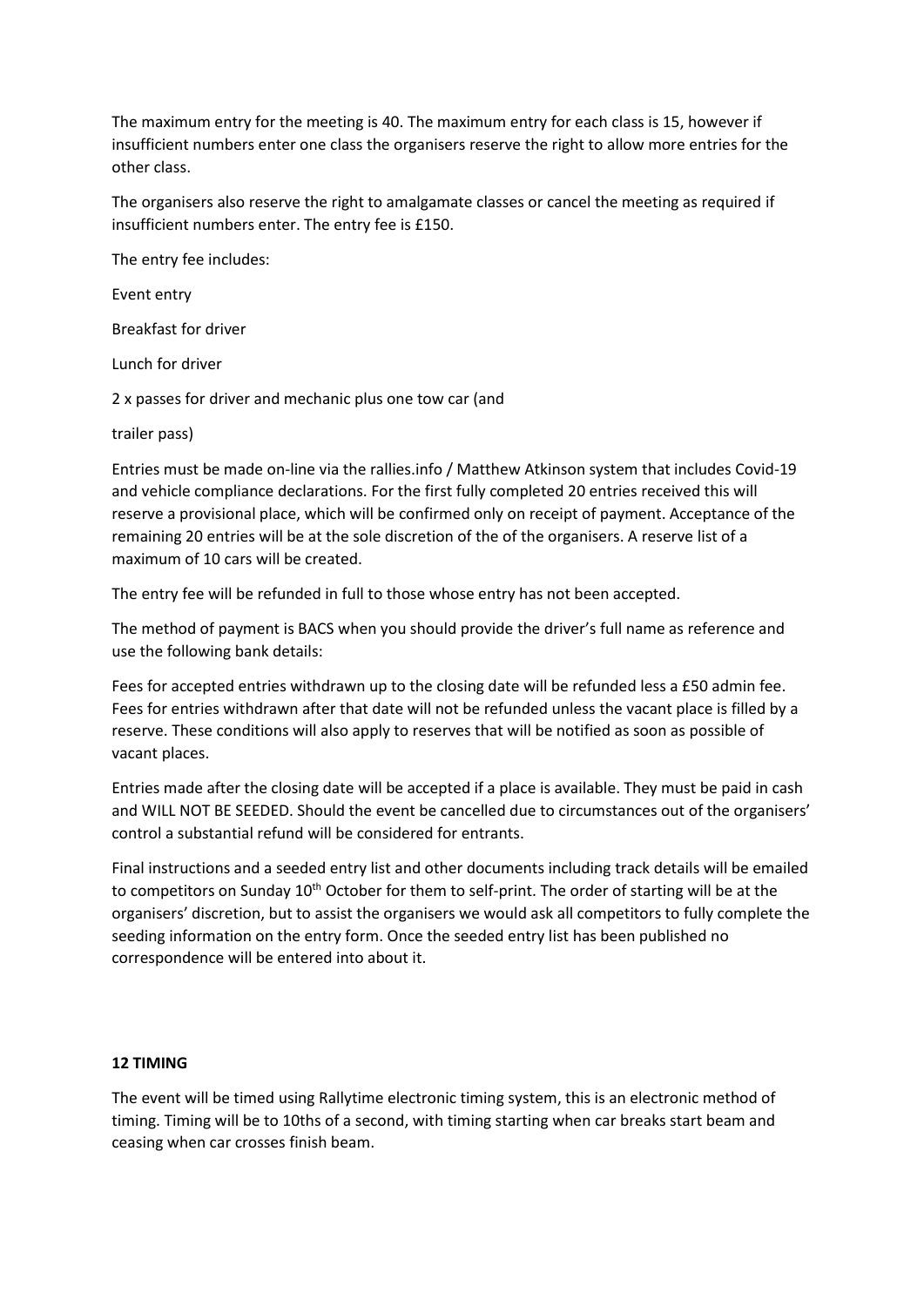The maximum entry for the meeting is 40. The maximum entry for each class is 15, however if insufficient numbers enter one class the organisers reserve the right to allow more entries for the other class.

The organisers also reserve the right to amalgamate classes or cancel the meeting as required if insufficient numbers enter. The entry fee is £150.

The entry fee includes:

Event entry

Breakfast for driver

Lunch for driver

2 x passes for driver and mechanic plus one tow car (and

trailer pass)

Entries must be made on-line via the rallies.info / Matthew Atkinson system that includes Covid-19 and vehicle compliance declarations. For the first fully completed 20 entries received this will reserve a provisional place, which will be confirmed only on receipt of payment. Acceptance of the remaining 20 entries will be at the sole discretion of the of the organisers. A reserve list of a maximum of 10 cars will be created.

The entry fee will be refunded in full to those whose entry has not been accepted.

The method of payment is BACS when you should provide the driver's full name as reference and use the following bank details:

Fees for accepted entries withdrawn up to the closing date will be refunded less a £50 admin fee. Fees for entries withdrawn after that date will not be refunded unless the vacant place is filled by a reserve. These conditions will also apply to reserves that will be notified as soon as possible of vacant places.

Entries made after the closing date will be accepted if a place is available. They must be paid in cash and WILL NOT BE SEEDED. Should the event be cancelled due to circumstances out of the organisers' control a substantial refund will be considered for entrants.

Final instructions and a seeded entry list and other documents including track details will be emailed to competitors on Sunday 10th October for them to self-print. The order of starting will be at the organisers' discretion, but to assist the organisers we would ask all competitors to fully complete the seeding information on the entry form. Once the seeded entry list has been published no correspondence will be entered into about it.

## 12 TIMING

The event will be timed using Rallytime electronic timing system, this is an electronic method of timing. Timing will be to 10ths of a second, with timing starting when car breaks start beam and ceasing when car crosses finish beam.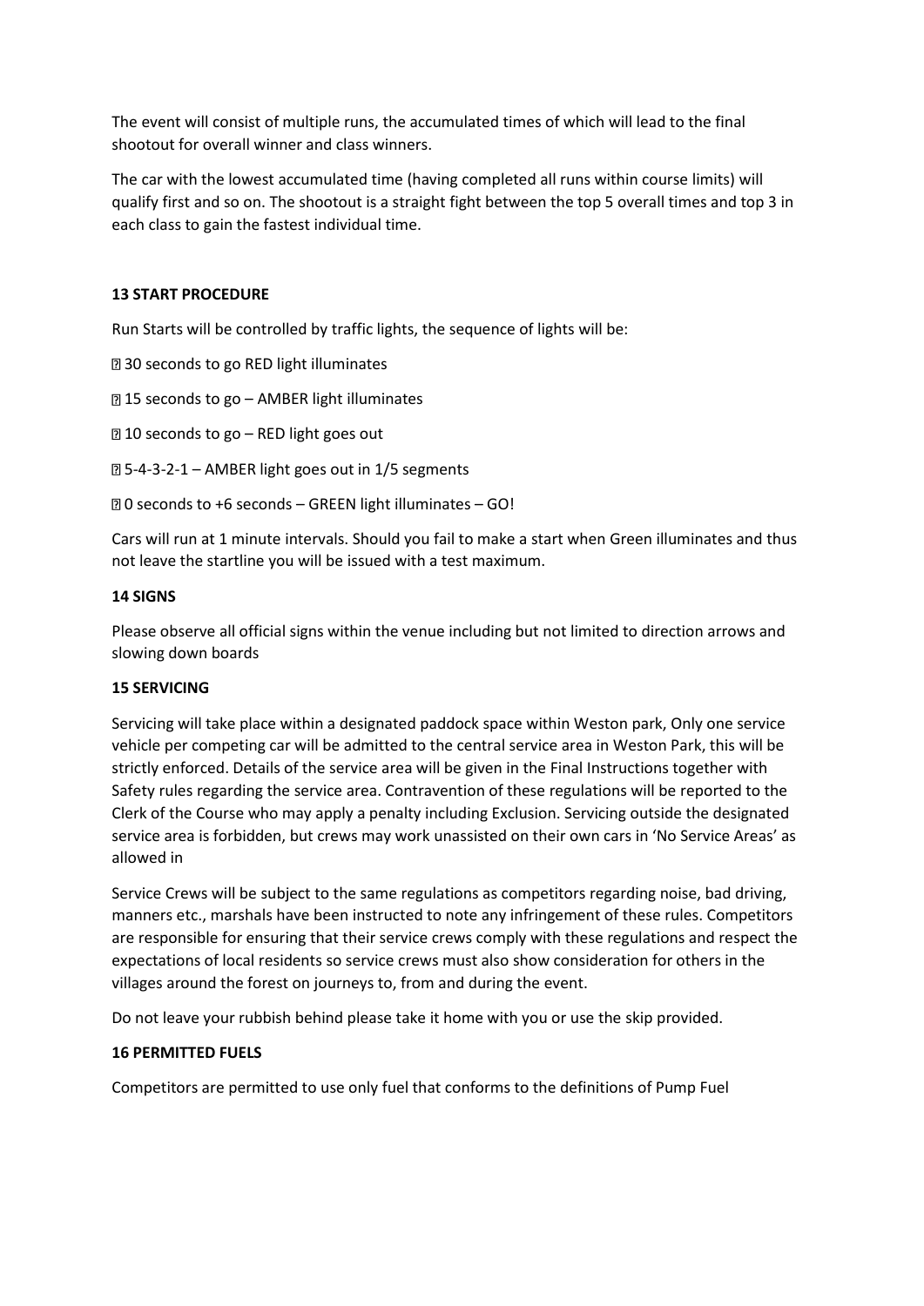The event will consist of multiple runs, the accumulated times of which will lead to the final shootout for overall winner and class winners.

The car with the lowest accumulated time (having completed all runs within course limits) will qualify first and so on. The shootout is a straight fight between the top 5 overall times and top 3 in each class to gain the fastest individual time.

**13 START PROCEDURE**

Run Starts will be controlled by traffic lights, the sequence of lights will be:

- 30 seconds to go RED light illuminates
- 15 seconds to go – AMBER light illuminates
- 10 seconds to go – RED light goes out
- 5-4-3-2-1 – AMBER light goes out in 1/5 segments
- 0 seconds to +6 seconds – GREEN light illuminates – GO!

Cars will run at 1 minute intervals. Should you fail to make a start when Green illuminates and thus not leave the startline you will be issued with a test maximum.

**14 SIGNS**

Please observe all official signs within the venue including but not limited to direction arrows and slowing down boards

**15 SERVICING**

Servicing will take place within a designated paddock space within Weston park, Only one service vehicle per competing car will be admitted to the central service area in Weston Park, this will be strictly enforced. Details of the service area will be given in the Final Instructions together with Safety rules regarding the service area. Contravention of these regulations will be reported to the Clerk of the Course who may apply a penalty including Exclusion. Servicing outside the designated service area is forbidden, but crews may work unassisted on their own cars in 'No Service Areas' as allowed in

Service Crews will be subject to the same regulations as competitors regarding noise, bad driving, manners etc., marshals have been instructed to note any infringement of these rules. Competitors are responsible for ensuring that their service crews comply with these regulations and respect the expectations of local residents so service crews must also show consideration for others in the villages around the forest on journeys to, from and during the event.

Do not leave your rubbish behind please take it home with you or use the skip provided.

**16 PERMITTED FUELS**

Competitors are permitted to use only fuel that conforms to the definitions of Pump Fuel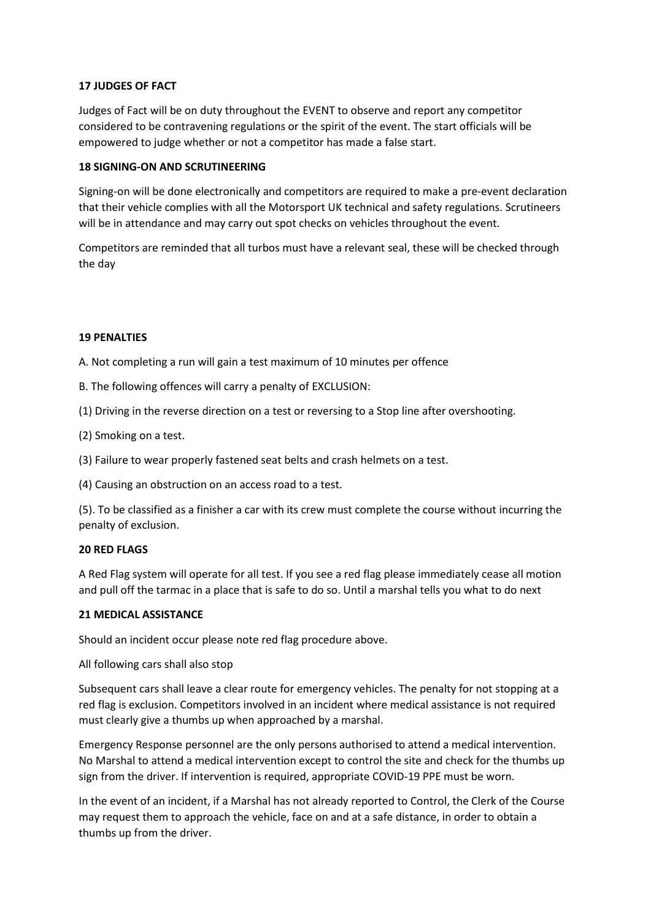**17 JUDGES OF FACT**

Judges of Fact will be on duty throughout the EVENT to observe and report any competitor considered to be contravening regulations or the spirit of the event. The start officials will be empowered to judge whether or not a competitor has made a false start.

**18 SIGNING-ON AND SCRUTINEERING**

Signing-on will be done electronically and competitors are required to make a pre-event declaration that their vehicle complies with all the Motorsport UK technical and safety regulations. Scrutineers will be in attendance and may carry out spot checks on vehicles throughout the event.

Competitors are reminded that all turbos must have a relevant seal, these will be checked through the day

**19 PENALTIES**

A. Not completing a run will gain a test maximum of 10 minutes per offence

B. The following offences will carry a penalty of EXCLUSION:

(1) Driving in the reverse direction on a test or reversing to a Stop line after overshooting.

(2) Smoking on a test.

(3) Failure to wear properly fastened seat belts and crash helmets on a test.

(4) Causing an obstruction on an access road to a test.

(5). To be classified as a finisher a car with its crew must complete the course without incurring the penalty of exclusion.

**20 RED FLAGS**

A Red Flag system will operate for all test. If you see a red flag please immediately cease all motion and pull off the tarmac in a place that is safe to do so. Until a marshal tells you what to do next

**21 MEDICAL ASSISTANCE**

Should an incident occur please note red flag procedure above.

All following cars shall also stop

Subsequent cars shall leave a clear route for emergency vehicles. The penalty for not stopping at a red flag is exclusion. Competitors involved in an incident where medical assistance is not required must clearly give a thumbs up when approached by a marshal.

Emergency Response personnel are the only persons authorised to attend a medical intervention. No Marshal to attend a medical intervention except to control the site and check for the thumbs up sign from the driver. If intervention is required, appropriate COVID-19 PPE must be worn.

In the event of an incident, if a Marshal has not already reported to Control, the Clerk of the Course may request them to approach the vehicle, face on and at a safe distance, in order to obtain a thumbs up from the driver.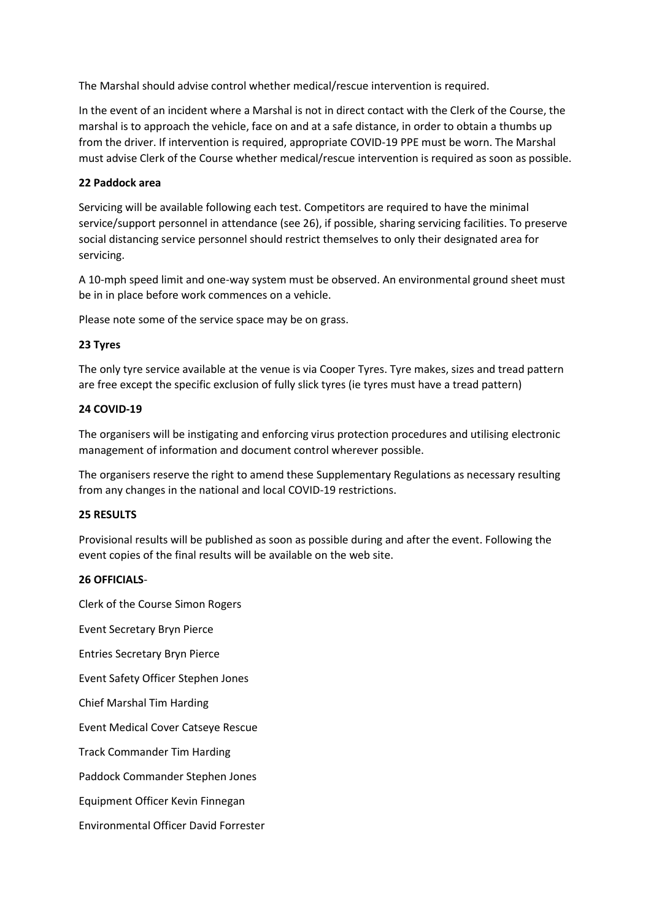The Marshal should advise control whether medical/rescue intervention is required.

In the event of an incident where a Marshal is not in direct contact with the Clerk of the Course, the marshal is to approach the vehicle, face on and at a safe distance, in order to obtain a thumbs up from the driver. If intervention is required, appropriate COVID-19 PPE must be worn. The Marshal must advise Clerk of the Course whether medical/rescue intervention is required as soon as possible.

**22 Paddock area**

Servicing will be available following each test. Competitors are required to have the minimal service/support personnel in attendance (see 26), if possible, sharing servicing facilities. To preserve social distancing service personnel should restrict themselves to only their designated area for servicing.

A 10-mph speed limit and one-way system must be observed. An environmental ground sheet must be in in place before work commences on a vehicle.

Please note some of the service space may be on grass.

**23 Tyres**

The only tyre service available at the venue is via Cooper Tyres. Tyre makes, sizes and tread pattern are free except the specific exclusion of fully slick tyres (ie tyres must have a tread pattern)

**24 COVID-19**

The organisers will be instigating and enforcing virus protection procedures and utilising electronic management of information and document control wherever possible.

The organisers reserve the right to amend these Supplementary Regulations as necessary resulting from any changes in the national and local COVID-19 restrictions.

**25 RESULTS**

Provisional results will be published as soon as possible during and after the event. Following the event copies of the final results will be available on the web site.

**26 OFFICIALS**-

Clerk of the Course Simon Rogers

Event Secretary Bryn Pierce

Entries Secretary Bryn Pierce

Event Safety Officer Stephen Jones

Chief Marshal Tim Harding

Event Medical Cover Catseye Rescue

Track Commander Tim Harding

Paddock Commander Stephen Jones

Equipment Officer Kevin Finnegan

Environmental Officer David Forrester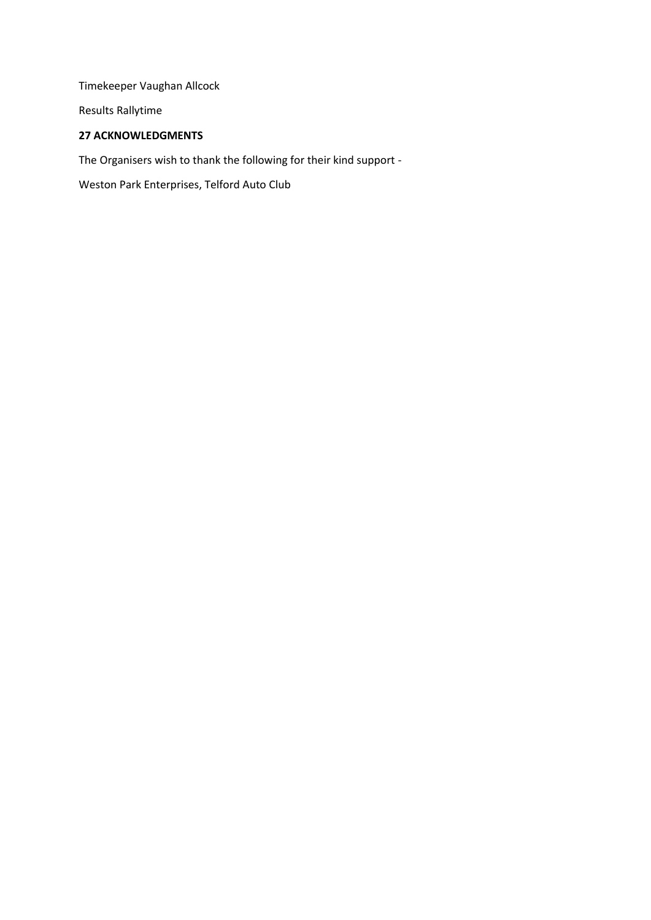Timekeeper Vaughan Allcock

Results Rallytime

**27 ACKNOWLEDGMENTS**

The Organisers wish to thank the following for their kind support -

Weston Park Enterprises, Telford Auto Club